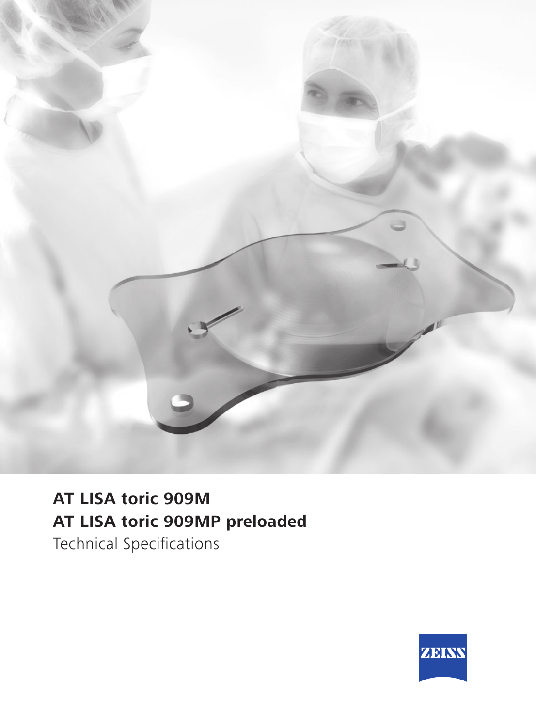# AT LISA toric 909M
# AT LISA toric 909MP preloaded

Technical Specifications

ZEISS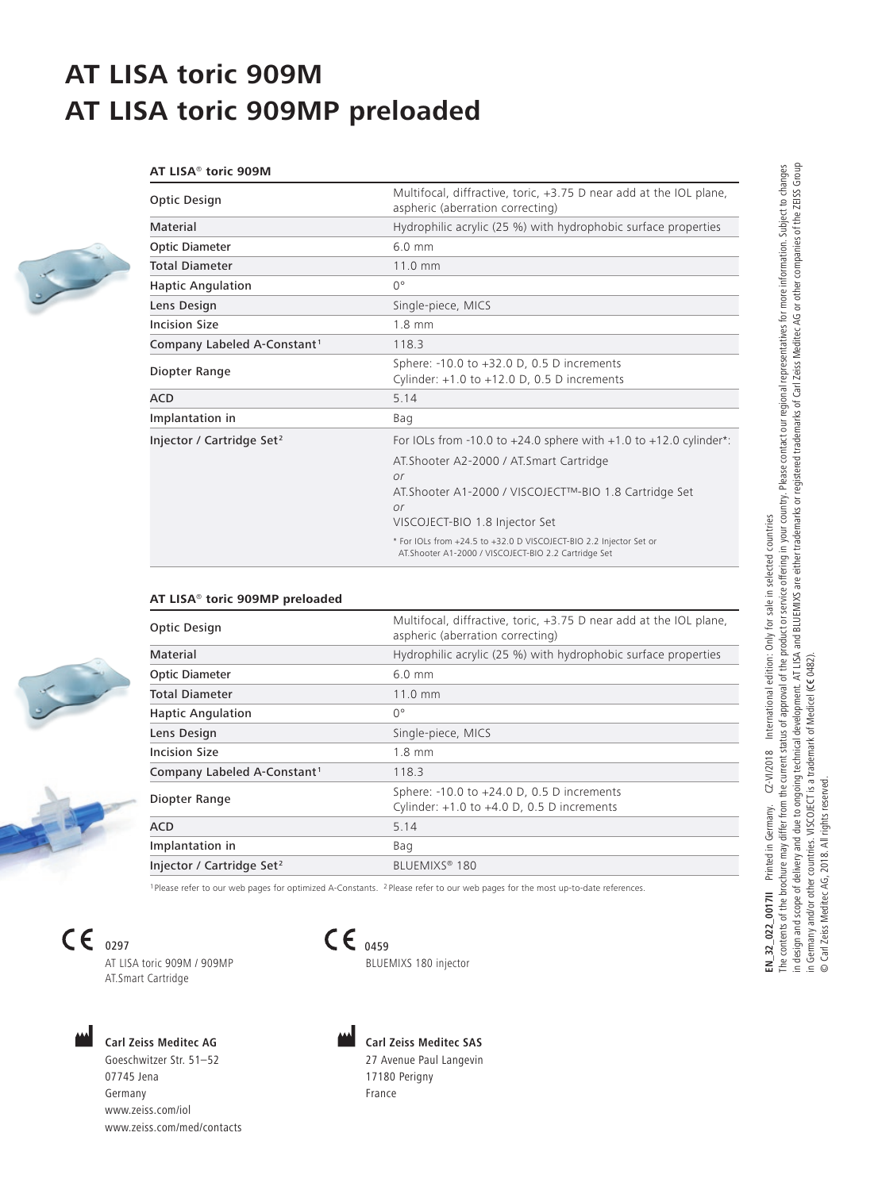# AT LISA toric 909M
# AT LISA toric 909MP preloaded

### AT LISA® toric 909M

| | |
|---|---|
| Optic Design | Multifocal, diffractive, toric, +3.75 D near add at the IOL plane, aspheric (aberration correcting) |
| Material | Hydrophilic acrylic (25 %) with hydrophobic surface properties |
| Optic Diameter | 6.0 mm |
| Total Diameter | 11.0 mm |
| Haptic Angulation | 0° |
| Lens Design | Single-piece, MICS |
| Incision Size | 1.8 mm |
| Company Labeled A-Constant[1] | 118.3 |
| Diopter Range | Sphere: -10.0 to +32.0 D, 0.5 D increments<br>Cylinder: +1.0 to +12.0 D, 0.5 D increments |
| ACD | 5.14 |
| Implantation in | Bag |
| Injector / Cartridge Set[2] | For IOLs from -10.0 to +24.0 sphere with +1.0 to +12.0 cylinder*:<br>AT.Shooter A2-2000 / AT.Smart Cartridge<br>*or*<br>AT.Shooter A1-2000 / VISCOJECT™-BIO 1.8 Cartridge Set<br>*or*<br>VISCOJECT-BIO 1.8 Injector Set<br>* For IOLs from +24.5 to +32.0 D VISCOJECT-BIO 2.2 Injector Set or AT.Shooter A1-2000 / VISCOJECT-BIO 2.2 Cartridge Set |

### AT LISA® toric 909MP preloaded

| | |
|---|---|
| Optic Design | Multifocal, diffractive, toric, +3.75 D near add at the IOL plane, aspheric (aberration correcting) |
| Material | Hydrophilic acrylic (25 %) with hydrophobic surface properties |
| Optic Diameter | 6.0 mm |
| Total Diameter | 11.0 mm |
| Haptic Angulation | 0° |
| Lens Design | Single-piece, MICS |
| Incision Size | 1.8 mm |
| Company Labeled A-Constant[1] | 118.3 |
| Diopter Range | Sphere: -10.0 to +24.0 D, 0.5 D increments<br>Cylinder: +1.0 to +4.0 D, 0.5 D increments |
| ACD | 5.14 |
| Implantation in | Bag |
| Injector / Cartridge Set[2] | BLUEMIXS® 180 |

[1] Please refer to our web pages for optimized A-Constants. [2] Please refer to our web pages for the most up-to-date references.

CE 0297
AT LISA toric 909M / 909MP
AT.Smart Cartridge

CE 0459
BLUEMIXS 180 injector

**Carl Zeiss Meditec AG**
Goeschwitzer Str. 51–52
07745 Jena
Germany
www.zeiss.com/iol
www.zeiss.com/med/contacts

**Carl Zeiss Meditec SAS**
27 Avenue Paul Langevin
17180 Perigny
France

**EN_32_022_0017II** Printed in Germany. CZ-VI/2018 International edition: Only for sale in selected countries
The contents of the brochure may differ from the current status of approval of the product or service offering in your country. Please contact our regional representatives for more information. Subject to changes in design and scope of delivery and due to ongoing technical development. AT LISA and BLUEMIXS are either trademarks or registered trademarks of Carl Zeiss Meditec AG or other companies of the ZEISS Group in Germany and/or other countries. VISCOJECT is a trademark of Medicel (CE 0482).
© Carl Zeiss Meditec AG, 2018. All rights reserved.